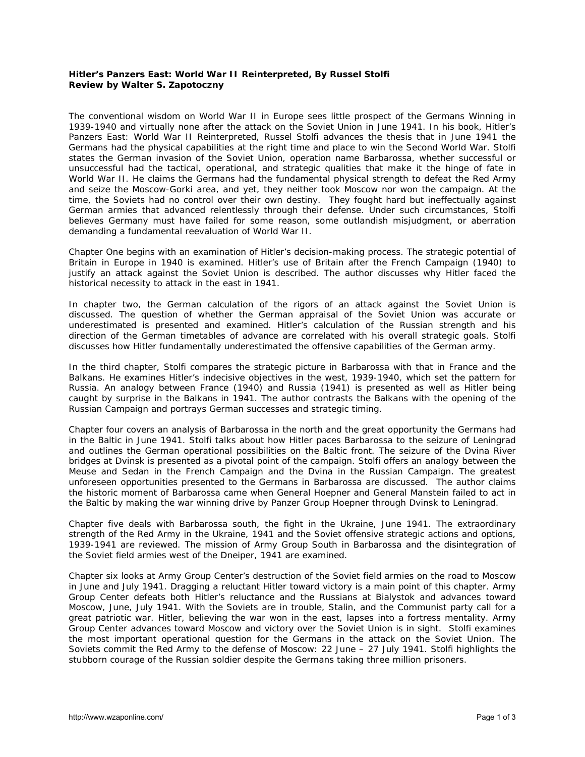**Hitler's Panzers East: World War II Reinterpreted, By Russel Stolfi**
**Review by Walter S. Zapotoczny**

The conventional wisdom on World War II in Europe sees little prospect of the Germans Winning in 1939-1940 and virtually none after the attack on the Soviet Union in June 1941. In his book, Hitler's Panzers East: World War II Reinterpreted, Russel Stolfi advances the thesis that in June 1941 the Germans had the physical capabilities at the right time and place to win the Second World War. Stolfi states the German invasion of the Soviet Union, operation name Barbarossa, whether successful or unsuccessful had the tactical, operational, and strategic qualities that make it the hinge of fate in World War II. He claims the Germans had the fundamental physical strength to defeat the Red Army and seize the Moscow-Gorki area, and yet, they neither took Moscow nor won the campaign. At the time, the Soviets had no control over their own destiny. They fought hard but ineffectually against German armies that advanced relentlessly through their defense. Under such circumstances, Stolfi believes Germany must have failed for some reason, some outlandish misjudgment, or aberration demanding a fundamental reevaluation of World War II.

Chapter One begins with an examination of Hitler's decision-making process. The strategic potential of Britain in Europe in 1940 is examined. Hitler's use of Britain after the French Campaign (1940) to justify an attack against the Soviet Union is described. The author discusses why Hitler faced the historical necessity to attack in the east in 1941.

In chapter two, the German calculation of the rigors of an attack against the Soviet Union is discussed. The question of whether the German appraisal of the Soviet Union was accurate or underestimated is presented and examined. Hitler's calculation of the Russian strength and his direction of the German timetables of advance are correlated with his overall strategic goals. Stolfi discusses how Hitler fundamentally underestimated the offensive capabilities of the German army.

In the third chapter, Stolfi compares the strategic picture in Barbarossa with that in France and the Balkans. He examines Hitler's indecisive objectives in the west, 1939-1940, which set the pattern for Russia. An analogy between France (1940) and Russia (1941) is presented as well as Hitler being caught by surprise in the Balkans in 1941. The author contrasts the Balkans with the opening of the Russian Campaign and portrays German successes and strategic timing.

Chapter four covers an analysis of Barbarossa in the north and the great opportunity the Germans had in the Baltic in June 1941. Stolfi talks about how Hitler paces Barbarossa to the seizure of Leningrad and outlines the German operational possibilities on the Baltic front. The seizure of the Dvina River bridges at Dvinsk is presented as a pivotal point of the campaign. Stolfi offers an analogy between the Meuse and Sedan in the French Campaign and the Dvina in the Russian Campaign. The greatest unforeseen opportunities presented to the Germans in Barbarossa are discussed. The author claims the historic moment of Barbarossa came when General Hoepner and General Manstein failed to act in the Baltic by making the war winning drive by Panzer Group Hoepner through Dvinsk to Leningrad.

Chapter five deals with Barbarossa south, the fight in the Ukraine, June 1941. The extraordinary strength of the Red Army in the Ukraine, 1941 and the Soviet offensive strategic actions and options, 1939-1941 are reviewed. The mission of Army Group South in Barbarossa and the disintegration of the Soviet field armies west of the Dneiper, 1941 are examined.

Chapter six looks at Army Group Center's destruction of the Soviet field armies on the road to Moscow in June and July 1941. Dragging a reluctant Hitler toward victory is a main point of this chapter. Army Group Center defeats both Hitler's reluctance and the Russians at Bialystok and advances toward Moscow, June, July 1941. With the Soviets are in trouble, Stalin, and the Communist party call for a great patriotic war. Hitler, believing the war won in the east, lapses into a fortress mentality. Army Group Center advances toward Moscow and victory over the Soviet Union is in sight. Stolfi examines the most important operational question for the Germans in the attack on the Soviet Union. The Soviets commit the Red Army to the defense of Moscow: 22 June – 27 July 1941. Stolfi highlights the stubborn courage of the Russian soldier despite the Germans taking three million prisoners.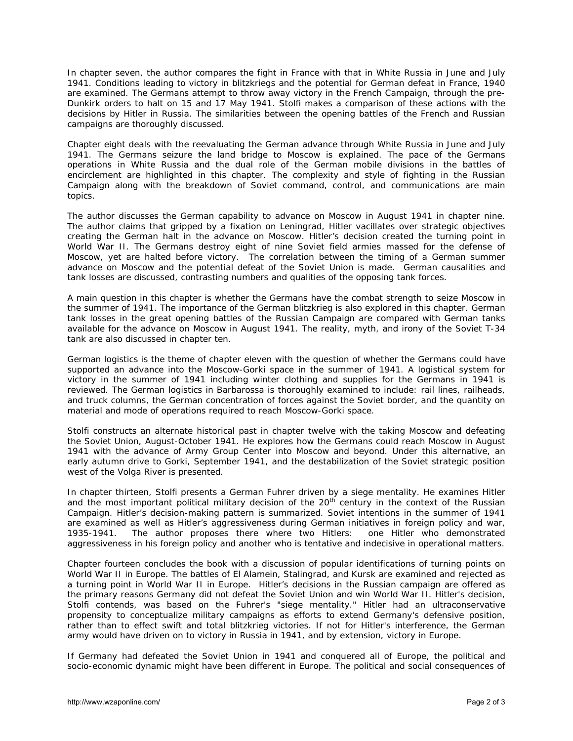In chapter seven, the author compares the fight in France with that in White Russia in June and July 1941. Conditions leading to victory in blitzkriegs and the potential for German defeat in France, 1940 are examined. The Germans attempt to throw away victory in the French Campaign, through the pre-Dunkirk orders to halt on 15 and 17 May 1941. Stolfi makes a comparison of these actions with the decisions by Hitler in Russia. The similarities between the opening battles of the French and Russian campaigns are thoroughly discussed.

Chapter eight deals with the reevaluating the German advance through White Russia in June and July 1941. The Germans seize the land bridge to Moscow is explained. The pace of the Germans operations in White Russia and the dual role of the German mobile divisions in the battles of encirclement are highlighted in this chapter. The complexity and style of fighting in the Russian Campaign along with the breakdown of Soviet command, control, and communications are main topics.

The author discusses the German capability to advance on Moscow in August 1941 in chapter nine. The author claims that gripped by a fixation on Leningrad, Hitler vacillates over strategic objectives creating the German halt in the advance on Moscow. Hitler's decision created the turning point in World War II. The Germans destroy eight of nine Soviet field armies massed for the defense of Moscow, yet are halted before victory. The correlation between the timing of a German summer advance on Moscow and the potential defeat of the Soviet Union is made. German causalities and tank losses are discussed, contrasting numbers and qualities of the opposing tank forces.

A main question in this chapter is whether the Germans have the combat strength to seize Moscow in the summer of 1941. The importance of the German blitzkrieg is also explored in this chapter. German tank losses in the great opening battles of the Russian Campaign are compared with German tanks available for the advance on Moscow in August 1941. The reality, myth, and irony of the Soviet T-34 tank are also discussed in chapter ten.

German logistics is the theme of chapter eleven with the question of whether the Germans could have supported an advance into the Moscow-Gorki space in the summer of 1941. A logistical system for victory in the summer of 1941 including winter clothing and supplies for the Germans in 1941 is reviewed. The German logistics in Barbarossa is thoroughly examined to include: rail lines, railheads, and truck columns, the German concentration of forces against the Soviet border, and the quantity on material and mode of operations required to reach Moscow-Gorki space.

Stolfi constructs an alternate historical past in chapter twelve with the taking Moscow and defeating the Soviet Union, August-October 1941. He explores how the Germans could reach Moscow in August 1941 with the advance of Army Group Center into Moscow and beyond. Under this alternative, an early autumn drive to Gorki, September 1941, and the destabilization of the Soviet strategic position west of the Volga River is presented.

In chapter thirteen, Stolfi presents a German Fuhrer driven by a siege mentality. He examines Hitler and the most important political military decision of the 20th century in the context of the Russian Campaign. Hitler's decision-making pattern is summarized. Soviet intentions in the summer of 1941 are examined as well as Hitler's aggressiveness during German initiatives in foreign policy and war, 1935-1941. The author proposes there where two Hitlers: one Hitler who demonstrated aggressiveness in his foreign policy and another who is tentative and indecisive in operational matters.

Chapter fourteen concludes the book with a discussion of popular identifications of turning points on World War II in Europe. The battles of El Alamein, Stalingrad, and Kursk are examined and rejected as a turning point in World War II in Europe. Hitler's decisions in the Russian campaign are offered as the primary reasons Germany did not defeat the Soviet Union and win World War II. Hitler's decision, Stolfi contends, was based on the Fuhrer's "siege mentality." Hitler had an ultraconservative propensity to conceptualize military campaigns as efforts to extend Germany's defensive position, rather than to effect swift and total blitzkrieg victories. If not for Hitler's interference, the German army would have driven on to victory in Russia in 1941, and by extension, victory in Europe.

If Germany had defeated the Soviet Union in 1941 and conquered all of Europe, the political and socio-economic dynamic might have been different in Europe. The political and social consequences of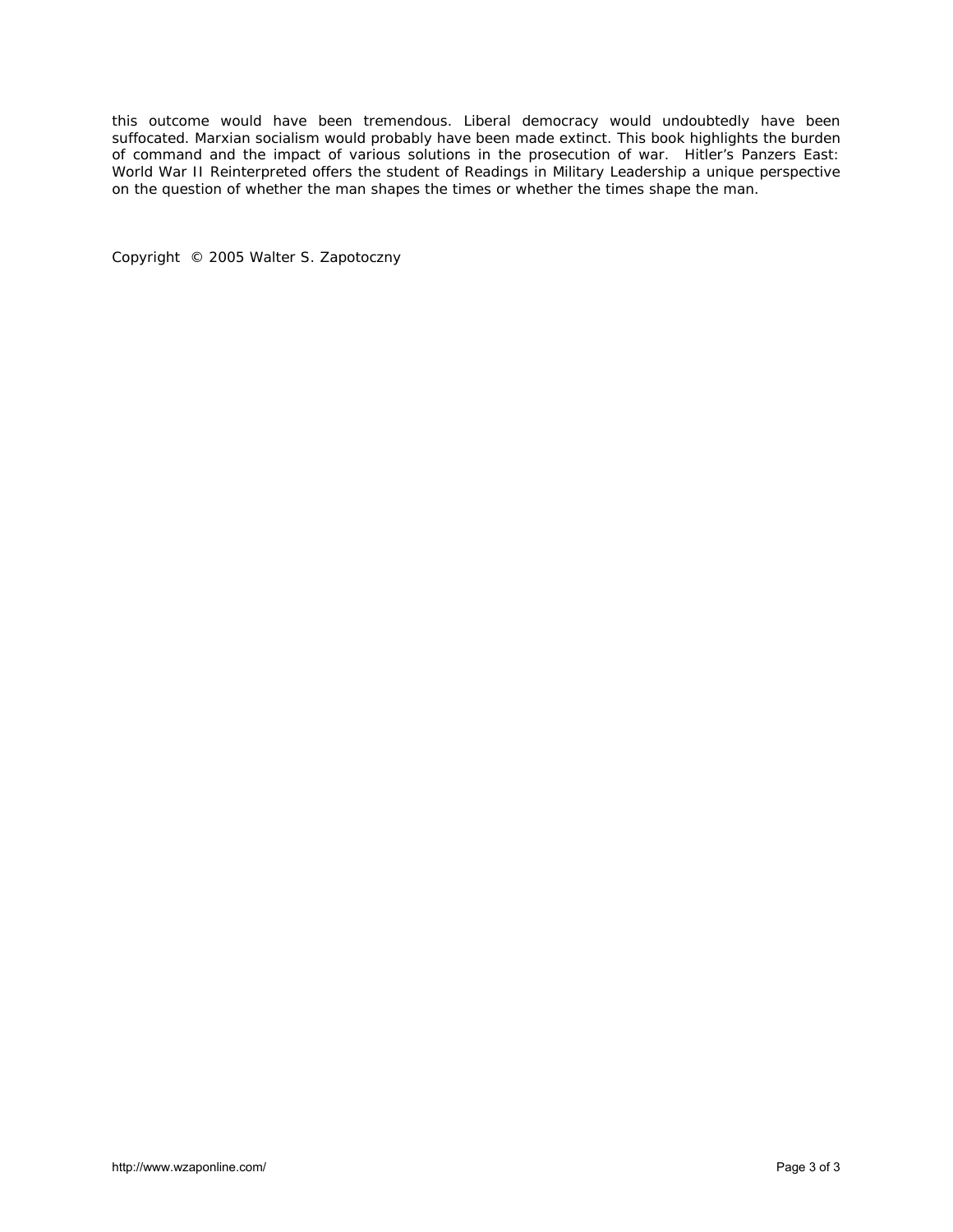this outcome would have been tremendous. Liberal democracy would undoubtedly have been suffocated. Marxian socialism would probably have been made extinct. This book highlights the burden of command and the impact of various solutions in the prosecution of war. Hitler's Panzers East: World War II Reinterpreted offers the student of Readings in Military Leadership a unique perspective on the question of whether the man shapes the times or whether the times shape the man.

Copyright © 2005 Walter S. Zapotoczny